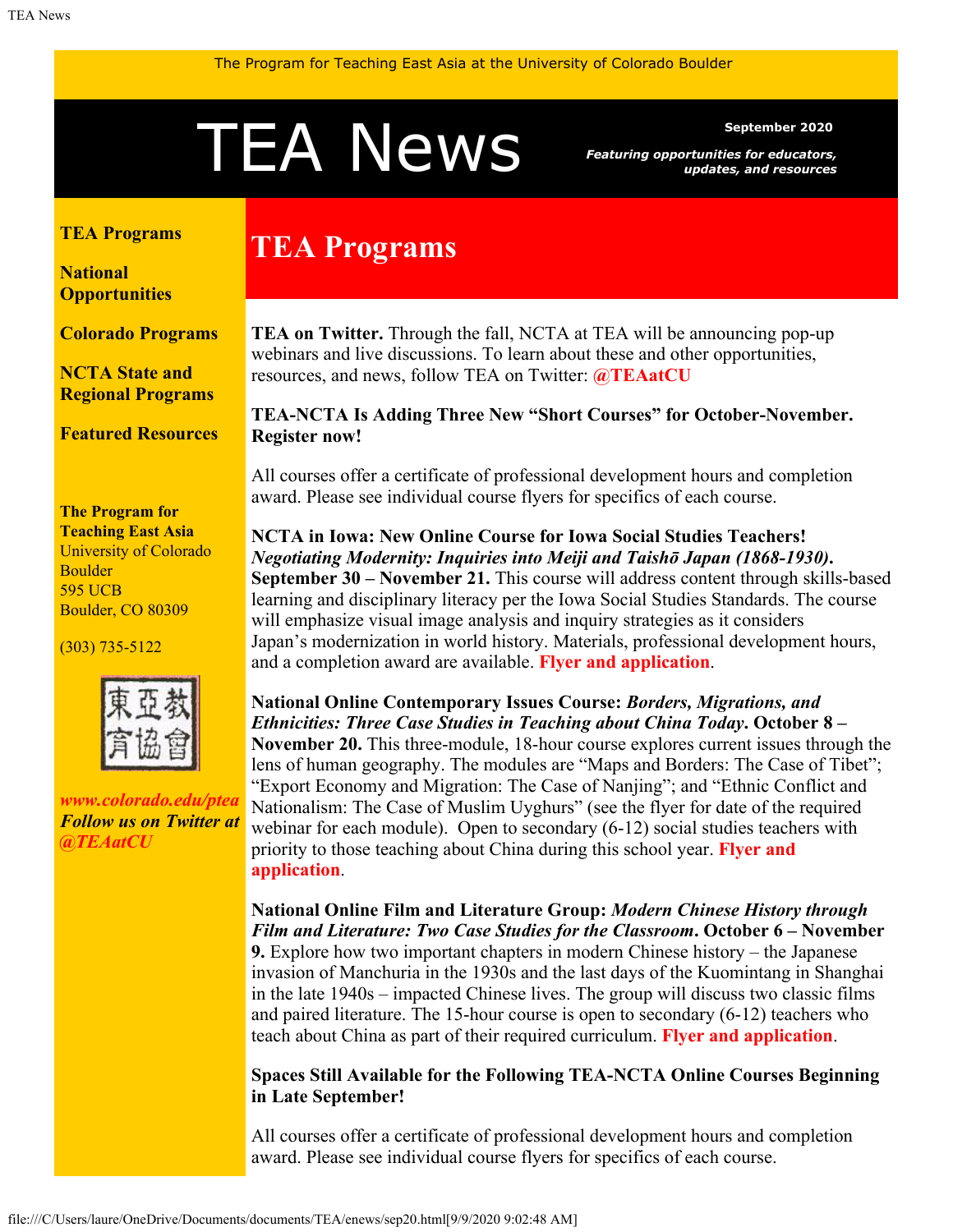The Program for Teaching East Asia at the University of Colorado Boulder

# TEA News

**September 2020**

***Featuring opportunities for educators, updates, and resources***

**TEA Programs**

**National Opportunities**

**Colorado Programs**

**NCTA State and Regional Programs**

**Featured Resources**

**The Program for Teaching East Asia**
University of Colorado Boulder
595 UCB
Boulder, CO 80309

(303) 735-5122

***www.colorado.edu/ptea***
***Follow us on Twitter at @TEAatCU***

## TEA Programs

**TEA on Twitter.** Through the fall, NCTA at TEA will be announcing pop-up webinars and live discussions. To learn about these and other opportunities, resources, and news, follow TEA on Twitter: **@TEAatCU**

**TEA-NCTA Is Adding Three New "Short Courses" for October-November. Register now!**

All courses offer a certificate of professional development hours and completion award. Please see individual course flyers for specifics of each course.

**NCTA in Iowa: New Online Course for Iowa Social Studies Teachers!** ***Negotiating Modernity: Inquiries into Meiji and Taishō Japan (1868-1930).*** **September 30 – November 21.** This course will address content through skills-based learning and disciplinary literacy per the Iowa Social Studies Standards. The course will emphasize visual image analysis and inquiry strategies as it considers Japan's modernization in world history. Materials, professional development hours, and a completion award are available. **Flyer and application**.

**National Online Contemporary Issues Course:** ***Borders, Migrations, and Ethnicities: Three Case Studies in Teaching about China Today*****. October 8 – November 20.** This three-module, 18-hour course explores current issues through the lens of human geography. The modules are "Maps and Borders: The Case of Tibet"; "Export Economy and Migration: The Case of Nanjing"; and "Ethnic Conflict and Nationalism: The Case of Muslim Uyghurs" (see the flyer for date of the required webinar for each module). Open to secondary (6-12) social studies teachers with priority to those teaching about China during this school year. **Flyer and application**.

**National Online Film and Literature Group:** ***Modern Chinese History through Film and Literature: Two Case Studies for the Classroom*****. October 6 – November 9.** Explore how two important chapters in modern Chinese history – the Japanese invasion of Manchuria in the 1930s and the last days of the Kuomintang in Shanghai in the late 1940s – impacted Chinese lives. The group will discuss two classic films and paired literature. The 15-hour course is open to secondary (6-12) teachers who teach about China as part of their required curriculum. **Flyer and application**.

**Spaces Still Available for the Following TEA-NCTA Online Courses Beginning in Late September!**

All courses offer a certificate of professional development hours and completion award. Please see individual course flyers for specifics of each course.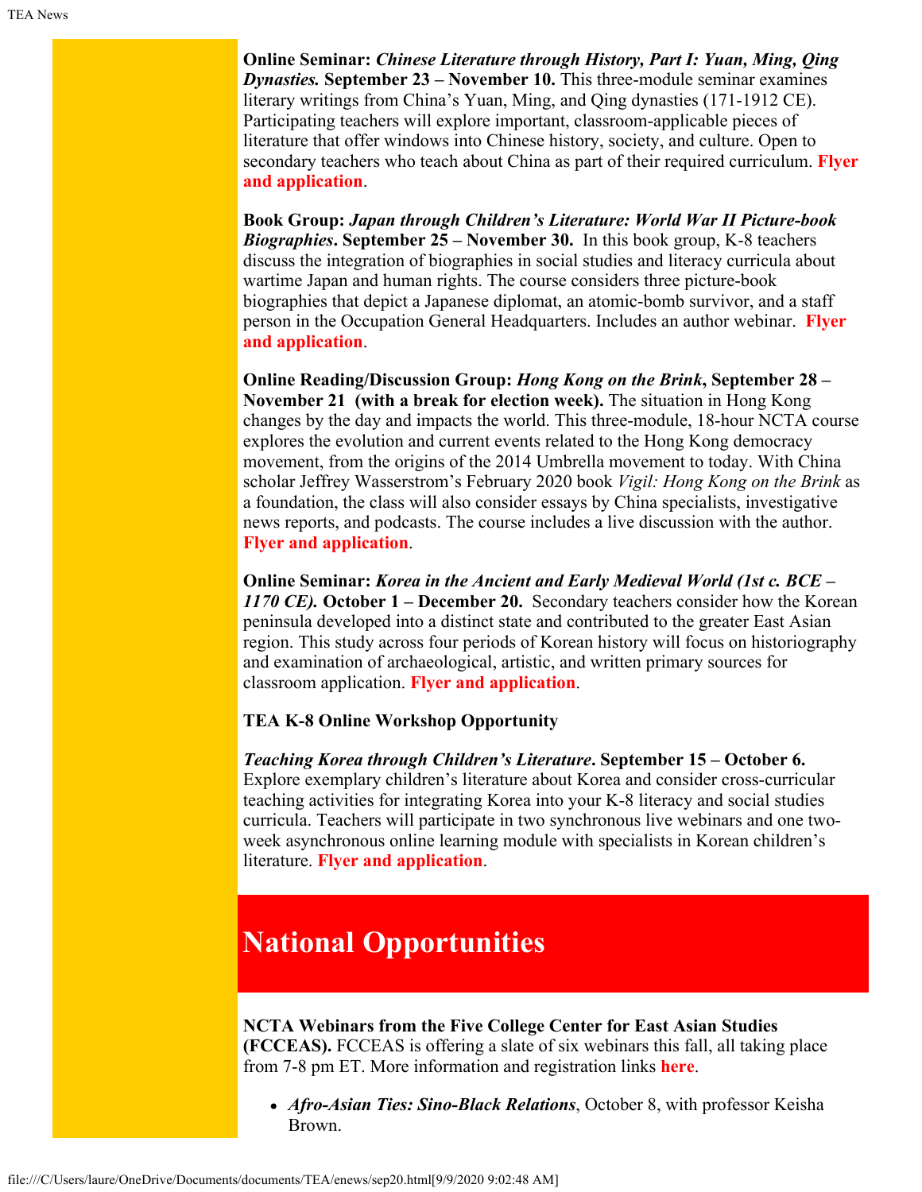**Online Seminar:** ***Chinese Literature through History, Part I: Yuan, Ming, Qing Dynasties.*** **September 23 – November 10.** This three-module seminar examines literary writings from China's Yuan, Ming, and Qing dynasties (171-1912 CE). Participating teachers will explore important, classroom-applicable pieces of literature that offer windows into Chinese history, society, and culture. Open to secondary teachers who teach about China as part of their required curriculum. **Flyer and application**.

**Book Group:** ***Japan through Children's Literature: World War II Picture-book Biographies*****. September 25 – November 30.** In this book group, K-8 teachers discuss the integration of biographies in social studies and literacy curricula about wartime Japan and human rights. The course considers three picture-book biographies that depict a Japanese diplomat, an atomic-bomb survivor, and a staff person in the Occupation General Headquarters. Includes an author webinar. **Flyer and application**.

**Online Reading/Discussion Group:** ***Hong Kong on the Brink*****, September 28 – November 21 (with a break for election week).** The situation in Hong Kong changes by the day and impacts the world. This three-module, 18-hour NCTA course explores the evolution and current events related to the Hong Kong democracy movement, from the origins of the 2014 Umbrella movement to today. With China scholar Jeffrey Wasserstrom's February 2020 book *Vigil: Hong Kong on the Brink* as a foundation, the class will also consider essays by China specialists, investigative news reports, and podcasts. The course includes a live discussion with the author. **Flyer and application**.

**Online Seminar:** ***Korea in the Ancient and Early Medieval World (1st c. BCE – 1170 CE).*** **October 1 – December 20.** Secondary teachers consider how the Korean peninsula developed into a distinct state and contributed to the greater East Asian region. This study across four periods of Korean history will focus on historiography and examination of archaeological, artistic, and written primary sources for classroom application. **Flyer and application**.

**TEA K-8 Online Workshop Opportunity**

***Teaching Korea through Children's Literature*****. September 15 – October 6.** Explore exemplary children's literature about Korea and consider cross-curricular teaching activities for integrating Korea into your K-8 literacy and social studies curricula. Teachers will participate in two synchronous live webinars and one two-week asynchronous online learning module with specialists in Korean children's literature. **Flyer and application**.

# National Opportunities

**NCTA Webinars from the Five College Center for East Asian Studies (FCCEAS).** FCCEAS is offering a slate of six webinars this fall, all taking place from 7-8 pm ET. More information and registration links **here**.

- ***Afro-Asian Ties: Sino-Black Relations***, October 8, with professor Keisha Brown.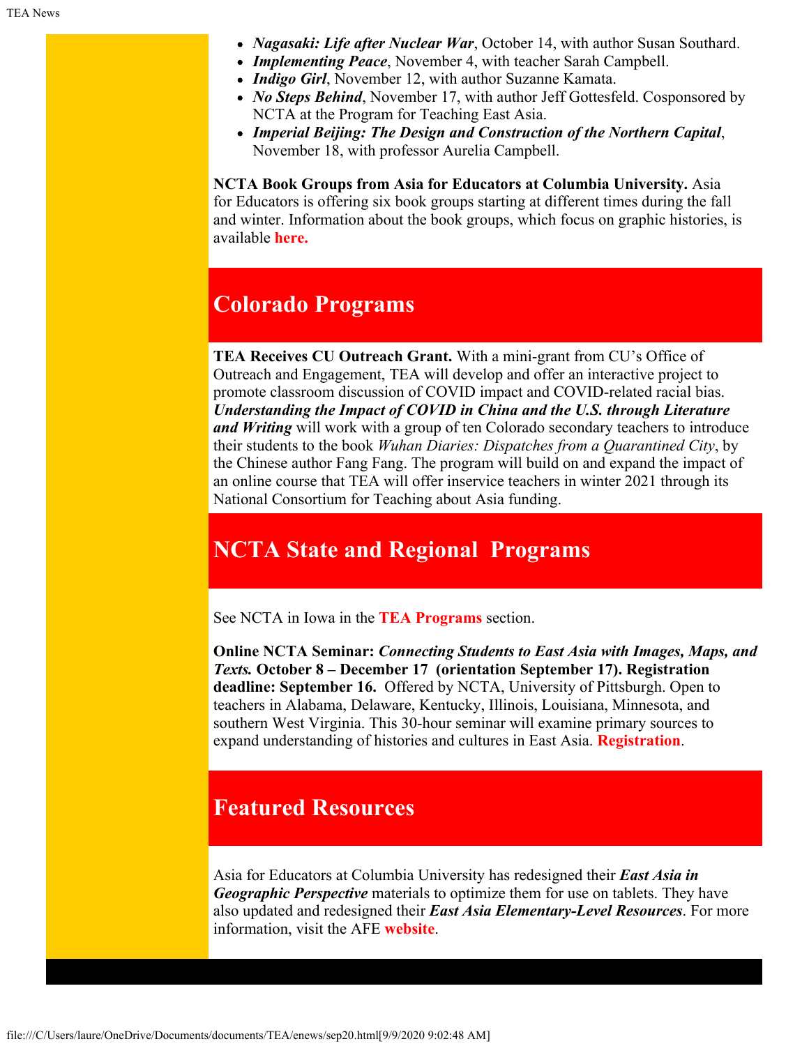- ***Nagasaki: Life after Nuclear War***, October 14, with author Susan Southard.
- ***Implementing Peace***, November 4, with teacher Sarah Campbell.
- ***Indigo Girl***, November 12, with author Suzanne Kamata.
- ***No Steps Behind***, November 17, with author Jeff Gottesfeld. Cosponsored by NCTA at the Program for Teaching East Asia.
- ***Imperial Beijing: The Design and Construction of the Northern Capital***, November 18, with professor Aurelia Campbell.

**NCTA Book Groups from Asia for Educators at Columbia University.** Asia for Educators is offering six book groups starting at different times during the fall and winter. Information about the book groups, which focus on graphic histories, is available **here.**

## Colorado Programs

**TEA Receives CU Outreach Grant.** With a mini-grant from CU's Office of Outreach and Engagement, TEA will develop and offer an interactive project to promote classroom discussion of COVID impact and COVID-related racial bias. ***Understanding the Impact of COVID in China and the U.S. through Literature and Writing*** will work with a group of ten Colorado secondary teachers to introduce their students to the book *Wuhan Diaries: Dispatches from a Quarantined City*, by the Chinese author Fang Fang. The program will build on and expand the impact of an online course that TEA will offer inservice teachers in winter 2021 through its National Consortium for Teaching about Asia funding.

## NCTA State and Regional Programs

See NCTA in Iowa in the **TEA Programs** section.

**Online NCTA Seminar: *Connecting Students to East Asia with Images, Maps, and Texts.* October 8 – December 17 (orientation September 17). Registration deadline: September 16.** Offered by NCTA, University of Pittsburgh. Open to teachers in Alabama, Delaware, Kentucky, Illinois, Louisiana, Minnesota, and southern West Virginia. This 30-hour seminar will examine primary sources to expand understanding of histories and cultures in East Asia. **Registration**.

## Featured Resources

Asia for Educators at Columbia University has redesigned their ***East Asia in Geographic Perspective*** materials to optimize them for use on tablets. They have also updated and redesigned their ***East Asia Elementary-Level Resources***. For more information, visit the AFE **website**.